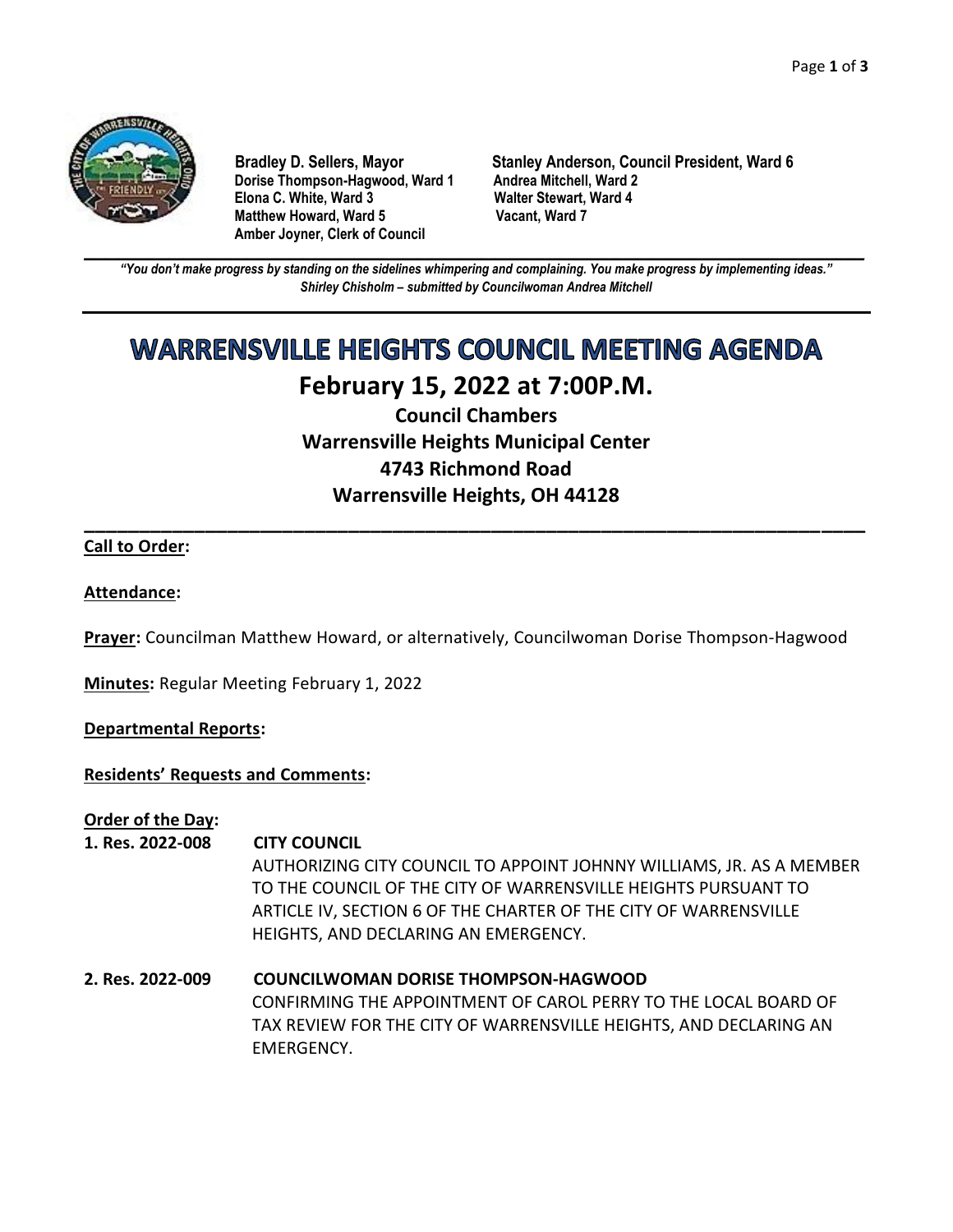**Bradley D. Sellers, Mayor**
**Stanley Anderson, Council President, Ward 6**
**Dorise Thompson-Hagwood, Ward 1**
**Andrea Mitchell, Ward 2**
**Elona C. White, Ward 3**
**Walter Stewart, Ward 4**
**Matthew Howard, Ward 5**
**Vacant, Ward 7**
**Amber Joyner, Clerk of Council**

---

***"You don't make progress by standing on the sidelines whimpering and complaining. You make progress by implementing ideas."***
***Shirley Chisholm – submitted by Councilwoman Andrea Mitchell***

---

# WARRENSVILLE HEIGHTS COUNCIL MEETING AGENDA

## February 15, 2022 at 7:00P.M.

### Council Chambers
### Warrensville Heights Municipal Center
### 4743 Richmond Road
### Warrensville Heights, OH 44128

---

**Call to Order:**

**Attendance:**

**Prayer:** Councilman Matthew Howard, or alternatively, Councilwoman Dorise Thompson-Hagwood

**Minutes:** Regular Meeting February 1, 2022

**Departmental Reports:**

**Residents' Requests and Comments:**

**Order of the Day:**

**1. Res. 2022-008** **CITY COUNCIL**
AUTHORIZING CITY COUNCIL TO APPOINT JOHNNY WILLIAMS, JR. AS A MEMBER TO THE COUNCIL OF THE CITY OF WARRENSVILLE HEIGHTS PURSUANT TO ARTICLE IV, SECTION 6 OF THE CHARTER OF THE CITY OF WARRENSVILLE HEIGHTS, AND DECLARING AN EMERGENCY.

**2. Res. 2022-009** **COUNCILWOMAN DORISE THOMPSON-HAGWOOD**
CONFIRMING THE APPOINTMENT OF CAROL PERRY TO THE LOCAL BOARD OF TAX REVIEW FOR THE CITY OF WARRENSVILLE HEIGHTS, AND DECLARING AN EMERGENCY.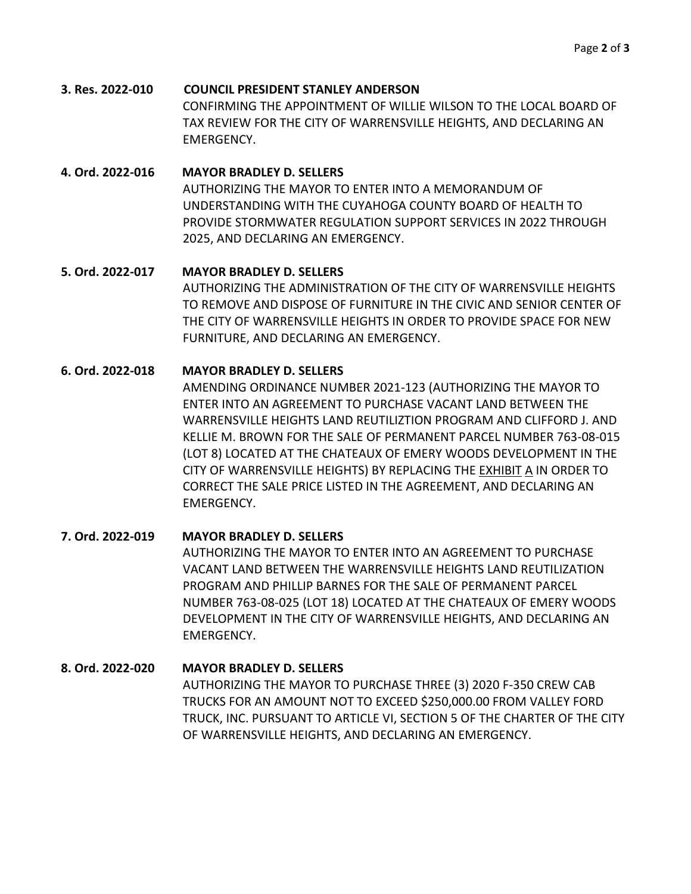**3. Res. 2022-010** **COUNCIL PRESIDENT STANLEY ANDERSON**
CONFIRMING THE APPOINTMENT OF WILLIE WILSON TO THE LOCAL BOARD OF TAX REVIEW FOR THE CITY OF WARRENSVILLE HEIGHTS, AND DECLARING AN EMERGENCY.

**4. Ord. 2022-016** **MAYOR BRADLEY D. SELLERS**
AUTHORIZING THE MAYOR TO ENTER INTO A MEMORANDUM OF UNDERSTANDING WITH THE CUYAHOGA COUNTY BOARD OF HEALTH TO PROVIDE STORMWATER REGULATION SUPPORT SERVICES IN 2022 THROUGH 2025, AND DECLARING AN EMERGENCY.

**5. Ord. 2022-017** **MAYOR BRADLEY D. SELLERS**
AUTHORIZING THE ADMINISTRATION OF THE CITY OF WARRENSVILLE HEIGHTS TO REMOVE AND DISPOSE OF FURNITURE IN THE CIVIC AND SENIOR CENTER OF THE CITY OF WARRENSVILLE HEIGHTS IN ORDER TO PROVIDE SPACE FOR NEW FURNITURE, AND DECLARING AN EMERGENCY.

**6. Ord. 2022-018** **MAYOR BRADLEY D. SELLERS**
AMENDING ORDINANCE NUMBER 2021-123 (AUTHORIZING THE MAYOR TO ENTER INTO AN AGREEMENT TO PURCHASE VACANT LAND BETWEEN THE WARRENSVILLE HEIGHTS LAND REUTILIZTION PROGRAM AND CLIFFORD J. AND KELLIE M. BROWN FOR THE SALE OF PERMANENT PARCEL NUMBER 763-08-015 (LOT 8) LOCATED AT THE CHATEAUX OF EMERY WOODS DEVELOPMENT IN THE CITY OF WARRENSVILLE HEIGHTS) BY REPLACING THE <u>EXHIBIT A</u> IN ORDER TO CORRECT THE SALE PRICE LISTED IN THE AGREEMENT, AND DECLARING AN EMERGENCY.

**7. Ord. 2022-019** **MAYOR BRADLEY D. SELLERS**
AUTHORIZING THE MAYOR TO ENTER INTO AN AGREEMENT TO PURCHASE VACANT LAND BETWEEN THE WARRENSVILLE HEIGHTS LAND REUTILIZATION PROGRAM AND PHILLIP BARNES FOR THE SALE OF PERMANENT PARCEL NUMBER 763-08-025 (LOT 18) LOCATED AT THE CHATEAUX OF EMERY WOODS DEVELOPMENT IN THE CITY OF WARRENSVILLE HEIGHTS, AND DECLARING AN EMERGENCY.

**8. Ord. 2022-020** **MAYOR BRADLEY D. SELLERS**
AUTHORIZING THE MAYOR TO PURCHASE THREE (3) 2020 F-350 CREW CAB TRUCKS FOR AN AMOUNT NOT TO EXCEED $250,000.00 FROM VALLEY FORD TRUCK, INC. PURSUANT TO ARTICLE VI, SECTION 5 OF THE CHARTER OF THE CITY OF WARRENSVILLE HEIGHTS, AND DECLARING AN EMERGENCY.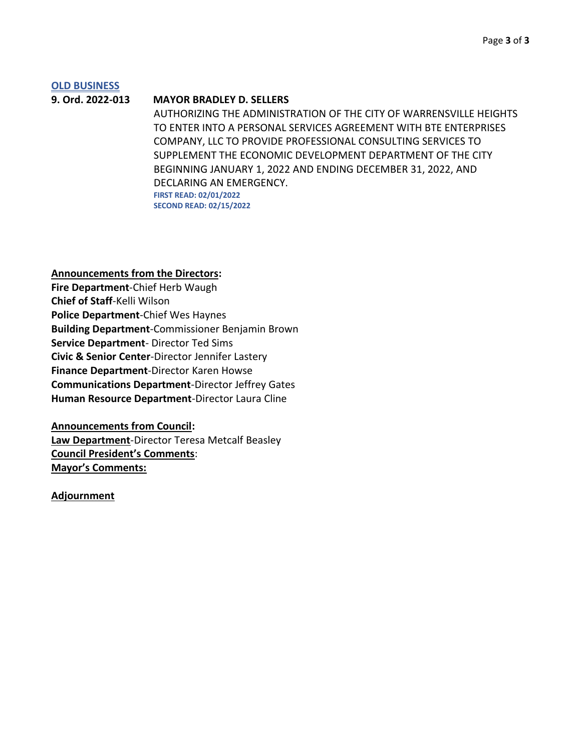**OLD BUSINESS**

**9. Ord. 2022-013** **MAYOR BRADLEY D. SELLERS**

AUTHORIZING THE ADMINISTRATION OF THE CITY OF WARRENSVILLE HEIGHTS TO ENTER INTO A PERSONAL SERVICES AGREEMENT WITH BTE ENTERPRISES COMPANY, LLC TO PROVIDE PROFESSIONAL CONSULTING SERVICES TO SUPPLEMENT THE ECONOMIC DEVELOPMENT DEPARTMENT OF THE CITY BEGINNING JANUARY 1, 2022 AND ENDING DECEMBER 31, 2022, AND DECLARING AN EMERGENCY.

**FIRST READ: 02/01/2022**
**SECOND READ: 02/15/2022**

**Announcements from the Directors:**

**Fire Department**-Chief Herb Waugh
**Chief of Staff**-Kelli Wilson
**Police Department**-Chief Wes Haynes
**Building Department**-Commissioner Benjamin Brown
**Service Department**- Director Ted Sims
**Civic & Senior Center**-Director Jennifer Lastery
**Finance Department**-Director Karen Howse
**Communications Department**-Director Jeffrey Gates
**Human Resource Department**-Director Laura Cline

**Announcements from Council:**

**Law Department**-Director Teresa Metcalf Beasley
**Council President's Comments**:
**Mayor's Comments:**

**Adjournment**